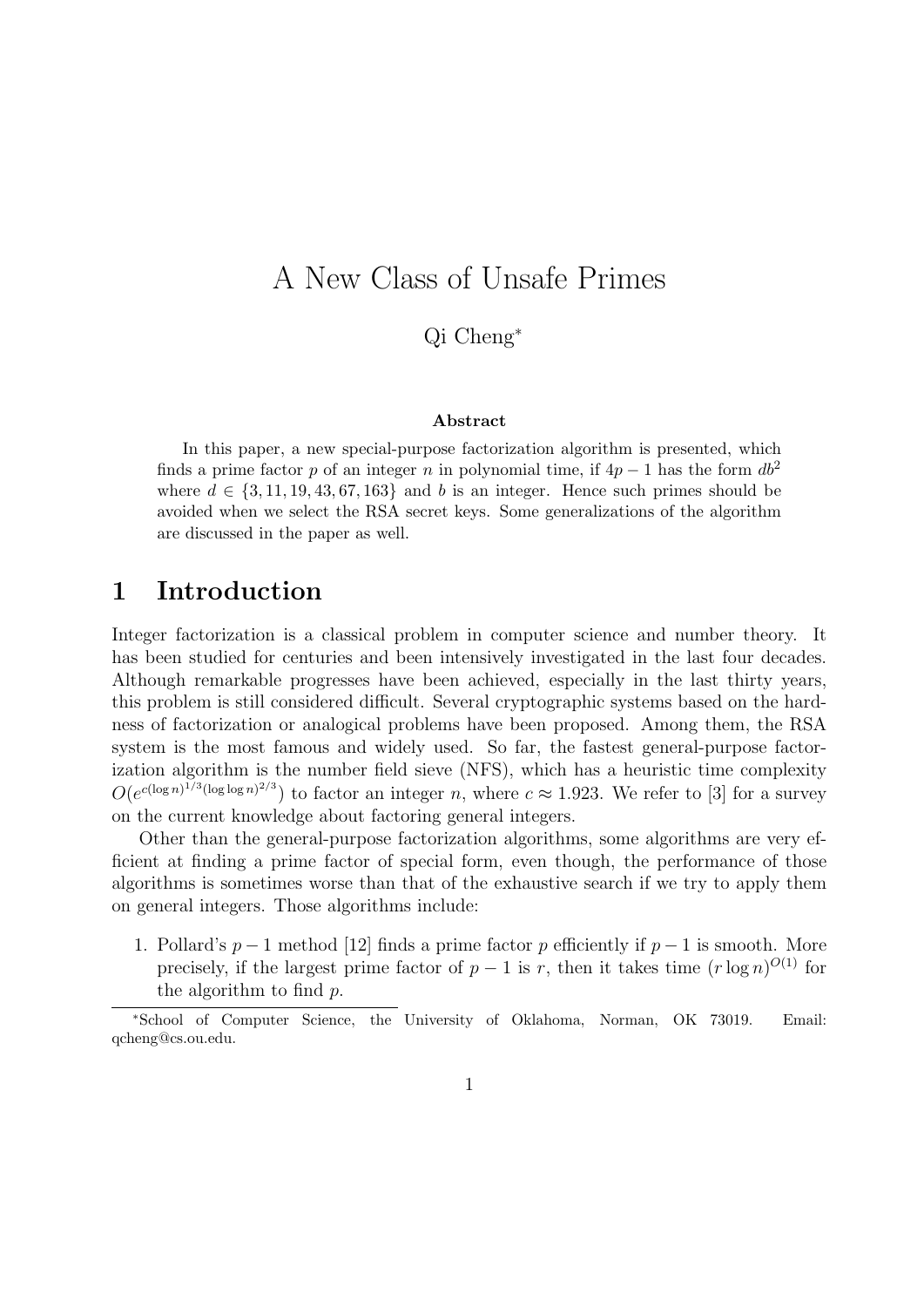# A New Class of Unsafe Primes

Qi Cheng*

### Abstract

In this paper, a new special-purpose factorization algorithm is presented, which finds a prime factor $p$ of an integer $n$ in polynomial time, if $4p - 1$ has the form $db^2$ where $d \in \{3, 11, 19, 43, 67, 163\}$ and $b$ is an integer. Hence such primes should be avoided when we select the RSA secret keys. Some generalizations of the algorithm are discussed in the paper as well.

## 1 Introduction

Integer factorization is a classical problem in computer science and number theory. It has been studied for centuries and been intensively investigated in the last four decades. Although remarkable progresses have been achieved, especially in the last thirty years, this problem is still considered difficult. Several cryptographic systems based on the hardness of factorization or analogical problems have been proposed. Among them, the RSA system is the most famous and widely used. So far, the fastest general-purpose factorization algorithm is the number field sieve (NFS), which has a heuristic time complexity $O(e^{c(\log n)^{1/3}(\log\log n)^{2/3}})$ to factor an integer $n$, where $c \approx 1.923$. We refer to [3] for a survey on the current knowledge about factoring general integers.

Other than the general-purpose factorization algorithms, some algorithms are very efficient at finding a prime factor of special form, even though, the performance of those algorithms is sometimes worse than that of the exhaustive search if we try to apply them on general integers. Those algorithms include:

1. Pollard's $p - 1$ method [12] finds a prime factor $p$ efficiently if $p - 1$ is smooth. More precisely, if the largest prime factor of $p - 1$ is $r$, then it takes time $(r \log n)^{O(1)}$ for the algorithm to find $p$.

*School of Computer Science, the University of Oklahoma, Norman, OK 73019. Email: qcheng@cs.ou.edu.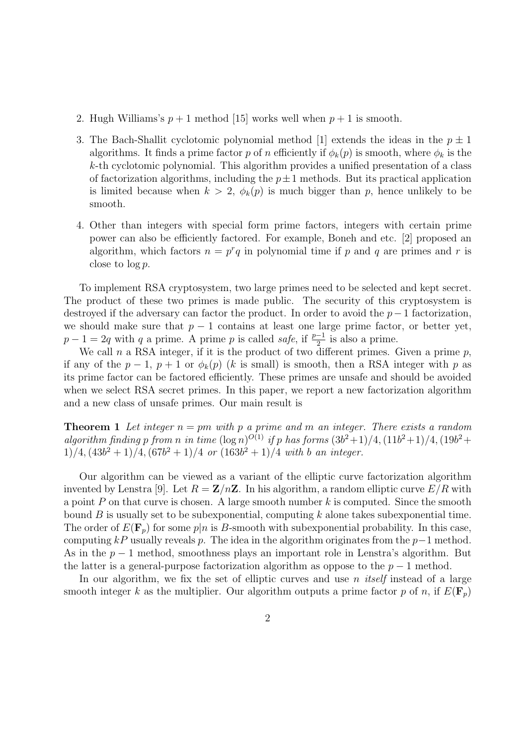2. Hugh Williams's $p+1$ method [15] works well when $p+1$ is smooth.

3. The Bach-Shallit cyclotomic polynomial method [1] extends the ideas in the $p \pm 1$ algorithms. It finds a prime factor $p$ of $n$ efficiently if $\phi_k(p)$ is smooth, where $\phi_k$ is the $k$-th cyclotomic polynomial. This algorithm provides a unified presentation of a class of factorization algorithms, including the $p \pm 1$ methods. But its practical application is limited because when $k > 2$, $\phi_k(p)$ is much bigger than $p$, hence unlikely to be smooth.

4. Other than integers with special form prime factors, integers with certain prime power can also be efficiently factored. For example, Boneh and etc. [2] proposed an algorithm, which factors $n = p^r q$ in polynomial time if $p$ and $q$ are primes and $r$ is close to $\log p$.

To implement RSA cryptosystem, two large primes need to be selected and kept secret. The product of these two primes is made public. The security of this cryptosystem is destroyed if the adversary can factor the product. In order to avoid the $p-1$ factorization, we should make sure that $p-1$ contains at least one large prime factor, or better yet, $p-1 = 2q$ with $q$ a prime. A prime $p$ is called *safe*, if $\frac{p-1}{2}$ is also a prime.

We call $n$ a RSA integer, if it is the product of two different primes. Given a prime $p$, if any of the $p-1$, $p+1$ or $\phi_k(p)$ ($k$ is small) is smooth, then a RSA integer with $p$ as its prime factor can be factored efficiently. These primes are unsafe and should be avoided when we select RSA secret primes. In this paper, we report a new factorization algorithm and a new class of unsafe primes. Our main result is

**Theorem 1** *Let integer $n = pm$ with $p$ a prime and $m$ an integer. There exists a random algorithm finding $p$ from $n$ in time $(\log n)^{O(1)}$ if $p$ has forms $(3b^2+1)/4, (11b^2+1)/4, (19b^2+1)/4, (43b^2+1)/4, (67b^2+1)/4$ or $(163b^2+1)/4$ with $b$ an integer.*

Our algorithm can be viewed as a variant of the elliptic curve factorization algorithm invented by Lenstra [9]. Let $R = \mathbf{Z}/n\mathbf{Z}$. In his algorithm, a random elliptic curve $E/R$ with a point $P$ on that curve is chosen. A large smooth number $k$ is computed. Since the smooth bound $B$ is usually set to be subexponential, computing $k$ alone takes subexponential time. The order of $E(\mathbf{F}_p)$ for some $p|n$ is $B$-smooth with subexponential probability. In this case, computing $kP$ usually reveals $p$. The idea in the algorithm originates from the $p-1$ method. As in the $p-1$ method, smoothness plays an important role in Lenstra's algorithm. But the latter is a general-purpose factorization algorithm as oppose to the $p-1$ method.

In our algorithm, we fix the set of elliptic curves and use $n$ *itself* instead of a large smooth integer $k$ as the multiplier. Our algorithm outputs a prime factor $p$ of $n$, if $E(\mathbf{F}_p)$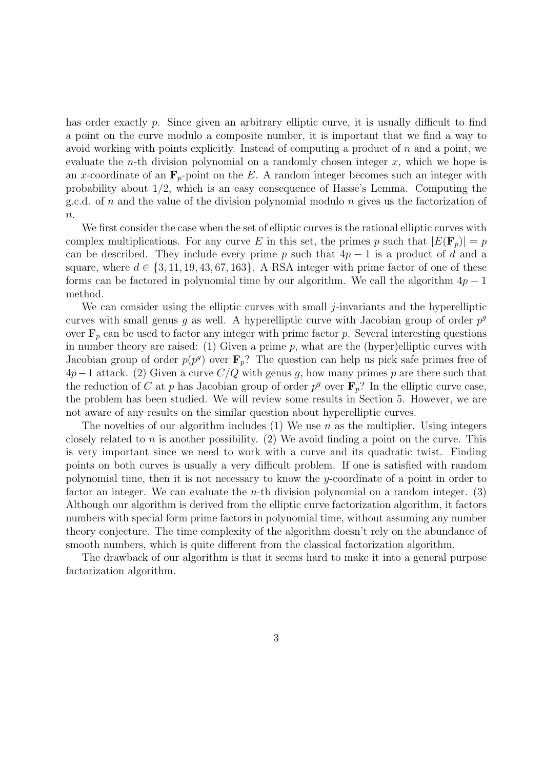has order exactly $p$. Since given an arbitrary elliptic curve, it is usually difficult to find a point on the curve modulo a composite number, it is important that we find a way to avoid working with points explicitly. Instead of computing a product of $n$ and a point, we evaluate the $n$-th division polynomial on a randomly chosen integer $x$, which we hope is an $x$-coordinate of an $\mathbf{F}_p$-point on the $E$. A random integer becomes such an integer with probability about $1/2$, which is an easy consequence of Hasse's Lemma. Computing the g.c.d. of $n$ and the value of the division polynomial modulo $n$ gives us the factorization of $n$.

We first consider the case when the set of elliptic curves is the rational elliptic curves with complex multiplications. For any curve $E$ in this set, the primes $p$ such that $|E(\mathbf{F}_p)| = p$ can be described. They include every prime $p$ such that $4p - 1$ is a product of $d$ and a square, where $d \in \{3, 11, 19, 43, 67, 163\}$. A RSA integer with prime factor of one of these forms can be factored in polynomial time by our algorithm. We call the algorithm $4p - 1$ method.

We can consider using the elliptic curves with small $j$-invariants and the hyperelliptic curves with small genus $g$ as well. A hyperelliptic curve with Jacobian group of order $p^g$ over $\mathbf{F}_p$ can be used to factor any integer with prime factor $p$. Several interesting questions in number theory are raised: (1) Given a prime $p$, what are the (hyper)elliptic curves with Jacobian group of order $p(p^g)$ over $\mathbf{F}_p$? The question can help us pick safe primes free of $4p-1$ attack. (2) Given a curve $C/Q$ with genus $g$, how many primes $p$ are there such that the reduction of $C$ at $p$ has Jacobian group of order $p^g$ over $\mathbf{F}_p$? In the elliptic curve case, the problem has been studied. We will review some results in Section 5. However, we are not aware of any results on the similar question about hyperelliptic curves.

The novelties of our algorithm includes (1) We use $n$ as the multiplier. Using integers closely related to $n$ is another possibility. (2) We avoid finding a point on the curve. This is very important since we need to work with a curve and its quadratic twist. Finding points on both curves is usually a very difficult problem. If one is satisfied with random polynomial time, then it is not necessary to know the $y$-coordinate of a point in order to factor an integer. We can evaluate the $n$-th division polynomial on a random integer. (3) Although our algorithm is derived from the elliptic curve factorization algorithm, it factors numbers with special form prime factors in polynomial time, without assuming any number theory conjecture. The time complexity of the algorithm doesn't rely on the abundance of smooth numbers, which is quite different from the classical factorization algorithm.

The drawback of our algorithm is that it seems hard to make it into a general purpose factorization algorithm.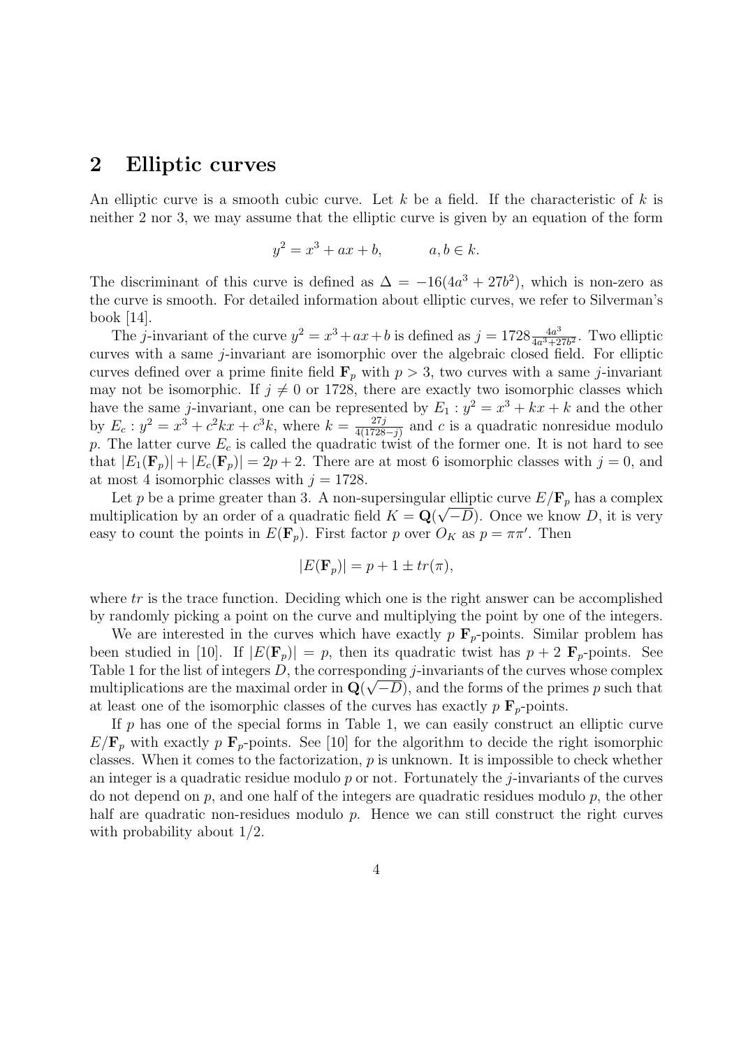## 2 Elliptic curves

An elliptic curve is a smooth cubic curve. Let $k$ be a field. If the characteristic of $k$ is neither 2 nor 3, we may assume that the elliptic curve is given by an equation of the form

$$y^2 = x^3 + ax + b, \qquad a, b \in k.$$

The discriminant of this curve is defined as $\Delta = -16(4a^3 + 27b^2)$, which is non-zero as the curve is smooth. For detailed information about elliptic curves, we refer to Silverman's book [14].

The $j$-invariant of the curve $y^2 = x^3 + ax + b$ is defined as $j = 1728\frac{4a^3}{4a^3+27b^2}$. Two elliptic curves with a same $j$-invariant are isomorphic over the algebraic closed field. For elliptic curves defined over a prime finite field $\mathbf{F}_p$ with $p > 3$, two curves with a same $j$-invariant may not be isomorphic. If $j \neq 0$ or 1728, there are exactly two isomorphic classes which have the same $j$-invariant, one can be represented by $E_1 : y^2 = x^3 + kx + k$ and the other by $E_c : y^2 = x^3 + c^2kx + c^3k$, where $k = \frac{27j}{4(1728-j)}$ and $c$ is a quadratic nonresidue modulo $p$. The latter curve $E_c$ is called the quadratic twist of the former one. It is not hard to see that $|E_1(\mathbf{F}_p)| + |E_c(\mathbf{F}_p)| = 2p + 2$. There are at most 6 isomorphic classes with $j = 0$, and at most 4 isomorphic classes with $j = 1728$.

Let $p$ be a prime greater than 3. A non-supersingular elliptic curve $E/\mathbf{F}_p$ has a complex multiplication by an order of a quadratic field $K = \mathbf{Q}(\sqrt{-D})$. Once we know $D$, it is very easy to count the points in $E(\mathbf{F}_p)$. First factor $p$ over $O_K$ as $p = \pi\pi'$. Then

$$|E(\mathbf{F}_p)| = p + 1 \pm tr(\pi),$$

where $tr$ is the trace function. Deciding which one is the right answer can be accomplished by randomly picking a point on the curve and multiplying the point by one of the integers.

We are interested in the curves which have exactly $p$ $\mathbf{F}_p$-points. Similar problem has been studied in [10]. If $|E(\mathbf{F}_p)| = p$, then its quadratic twist has $p + 2$ $\mathbf{F}_p$-points. See Table 1 for the list of integers $D$, the corresponding $j$-invariants of the curves whose complex multiplications are the maximal order in $\mathbf{Q}(\sqrt{-D})$, and the forms of the primes $p$ such that at least one of the isomorphic classes of the curves has exactly $p$ $\mathbf{F}_p$-points.

If $p$ has one of the special forms in Table 1, we can easily construct an elliptic curve $E/\mathbf{F}_p$ with exactly $p$ $\mathbf{F}_p$-points. See [10] for the algorithm to decide the right isomorphic classes. When it comes to the factorization, $p$ is unknown. It is impossible to check whether an integer is a quadratic residue modulo $p$ or not. Fortunately the $j$-invariants of the curves do not depend on $p$, and one half of the integers are quadratic residues modulo $p$, the other half are quadratic non-residues modulo $p$. Hence we can still construct the right curves with probability about 1/2.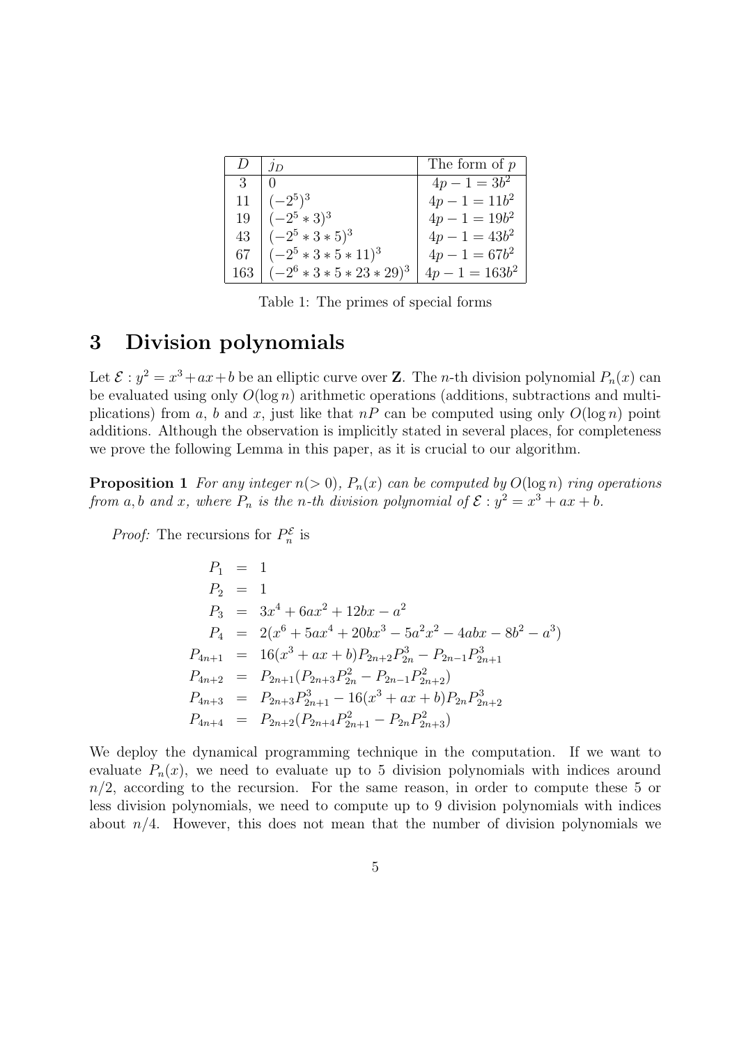| $D$ | $j_D$ | The form of $p$ |
|---|---|---|
| 3 | 0 | $4p-1=3b^2$ |
| 11 | $(-2^5)^3$ | $4p-1=11b^2$ |
| 19 | $(-2^5*3)^3$ | $4p-1=19b^2$ |
| 43 | $(-2^5*3*5)^3$ | $4p-1=43b^2$ |
| 67 | $(-2^5*3*5*11)^3$ | $4p-1=67b^2$ |
| 163 | $(-2^6*3*5*23*29)^3$ | $4p-1=163b^2$ |

Table 1: The primes of special forms

# 3 Division polynomials

Let $\mathcal{E}: y^2 = x^3 + ax + b$ be an elliptic curve over $\mathbf{Z}$. The $n$-th division polynomial $P_n(x)$ can be evaluated using only $O(\log n)$ arithmetic operations (additions, subtractions and multiplications) from $a$, $b$ and $x$, just like that $nP$ can be computed using only $O(\log n)$ point additions. Although the observation is implicitly stated in several places, for completeness we prove the following Lemma in this paper, as it is crucial to our algorithm.

**Proposition 1** *For any integer $n(>0)$, $P_n(x)$ can be computed by $O(\log n)$ ring operations from $a, b$ and $x$, where $P_n$ is the $n$-th division polynomial of $\mathcal{E}: y^2 = x^3 + ax + b$.*

*Proof:* The recursions for $P_n^{\mathcal{E}}$ is

$$
\begin{aligned}
P_1 &= 1 \\
P_2 &= 1 \\
P_3 &= 3x^4 + 6ax^2 + 12bx - a^2 \\
P_4 &= 2(x^6 + 5ax^4 + 20bx^3 - 5a^2x^2 - 4abx - 8b^2 - a^3) \\
P_{4n+1} &= 16(x^3 + ax + b)P_{2n+2}P_{2n}^3 - P_{2n-1}P_{2n+1}^3 \\
P_{4n+2} &= P_{2n+1}(P_{2n+3}P_{2n}^2 - P_{2n-1}P_{2n+2}^2) \\
P_{4n+3} &= P_{2n+3}P_{2n+1}^3 - 16(x^3 + ax + b)P_{2n}P_{2n+2}^3 \\
P_{4n+4} &= P_{2n+2}(P_{2n+4}P_{2n+1}^2 - P_{2n}P_{2n+3}^2)
\end{aligned}
$$

We deploy the dynamical programming technique in the computation. If we want to evaluate $P_n(x)$, we need to evaluate up to 5 division polynomials with indices around $n/2$, according to the recursion. For the same reason, in order to compute these 5 or less division polynomials, we need to compute up to 9 division polynomials with indices about $n/4$. However, this does not mean that the number of division polynomials we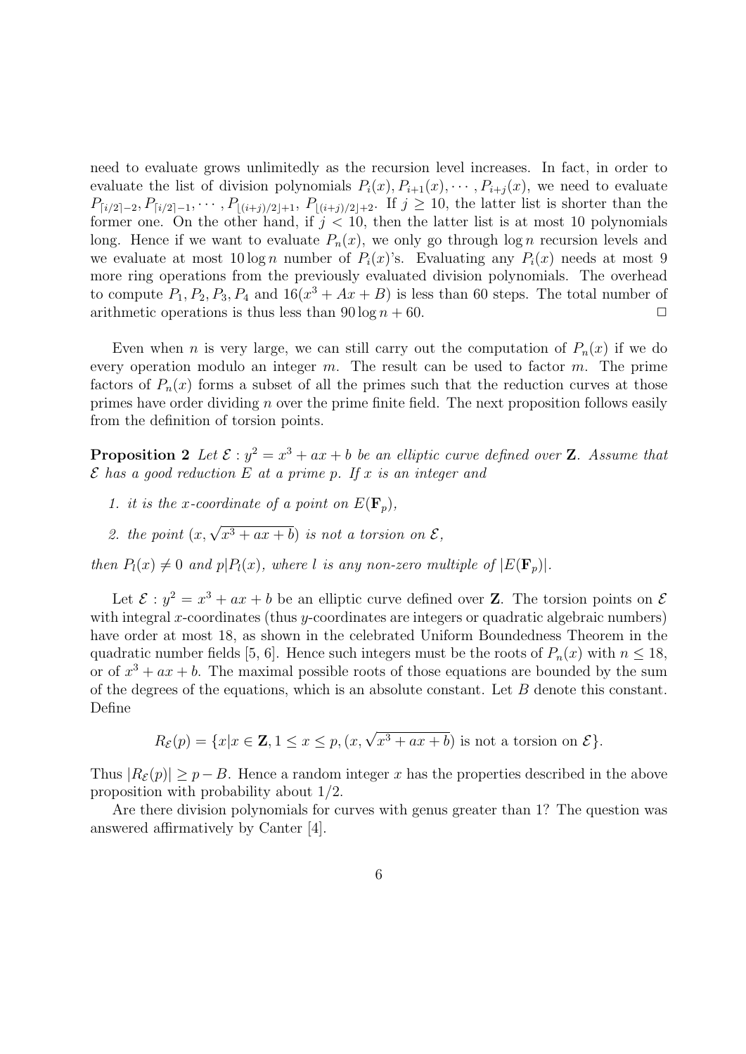need to evaluate grows unlimitedly as the recursion level increases. In fact, in order to evaluate the list of division polynomials $P_i(x), P_{i+1}(x), \cdots, P_{i+j}(x)$, we need to evaluate $P_{\lceil i/2 \rceil -2}, P_{\lceil i/2 \rceil -1}, \cdots, P_{\lfloor (i+j)/2 \rfloor +1}, P_{\lfloor (i+j)/2 \rfloor +2}$. If $j \geq 10$, the latter list is shorter than the former one. On the other hand, if $j < 10$, then the latter list is at most 10 polynomials long. Hence if we want to evaluate $P_n(x)$, we only go through $\log n$ recursion levels and we evaluate at most $10 \log n$ number of $P_i(x)$'s. Evaluating any $P_i(x)$ needs at most 9 more ring operations from the previously evaluated division polynomials. The overhead to compute $P_1, P_2, P_3, P_4$ and $16(x^3 + Ax + B)$ is less than 60 steps. The total number of arithmetic operations is thus less than $90 \log n + 60$. □

Even when $n$ is very large, we can still carry out the computation of $P_n(x)$ if we do every operation modulo an integer $m$. The result can be used to factor $m$. The prime factors of $P_n(x)$ forms a subset of all the primes such that the reduction curves at those primes have order dividing $n$ over the prime finite field. The next proposition follows easily from the definition of torsion points.

**Proposition 2** *Let $\mathcal{E} : y^2 = x^3 + ax + b$ be an elliptic curve defined over $\mathbf{Z}$. Assume that $\mathcal{E}$ has a good reduction $E$ at a prime $p$. If $x$ is an integer and*

1. *it is the $x$-coordinate of a point on $E(\mathbf{F}_p)$,*
2. *the point $(x, \sqrt{x^3 + ax + b})$ is not a torsion on $\mathcal{E}$,*

*then $P_l(x) \neq 0$ and $p | P_l(x)$, where $l$ is any non-zero multiple of $|E(\mathbf{F}_p)|$.*

Let $\mathcal{E} : y^2 = x^3 + ax + b$ be an elliptic curve defined over $\mathbf{Z}$. The torsion points on $\mathcal{E}$ with integral $x$-coordinates (thus $y$-coordinates are integers or quadratic algebraic numbers) have order at most 18, as shown in the celebrated Uniform Boundedness Theorem in the quadratic number fields [5, 6]. Hence such integers must be the roots of $P_n(x)$ with $n \leq 18$, or of $x^3 + ax + b$. The maximal possible roots of those equations are bounded by the sum of the degrees of the equations, which is an absolute constant. Let $B$ denote this constant. Define

$$R_{\mathcal{E}}(p) = \{x | x \in \mathbf{Z}, 1 \leq x \leq p, (x, \sqrt{x^3 + ax + b}) \text{ is not a torsion on } \mathcal{E}\}.$$

Thus $|R_{\mathcal{E}}(p)| \geq p - B$. Hence a random integer $x$ has the properties described in the above proposition with probability about $1/2$.

Are there division polynomials for curves with genus greater than 1? The question was answered affirmatively by Canter [4].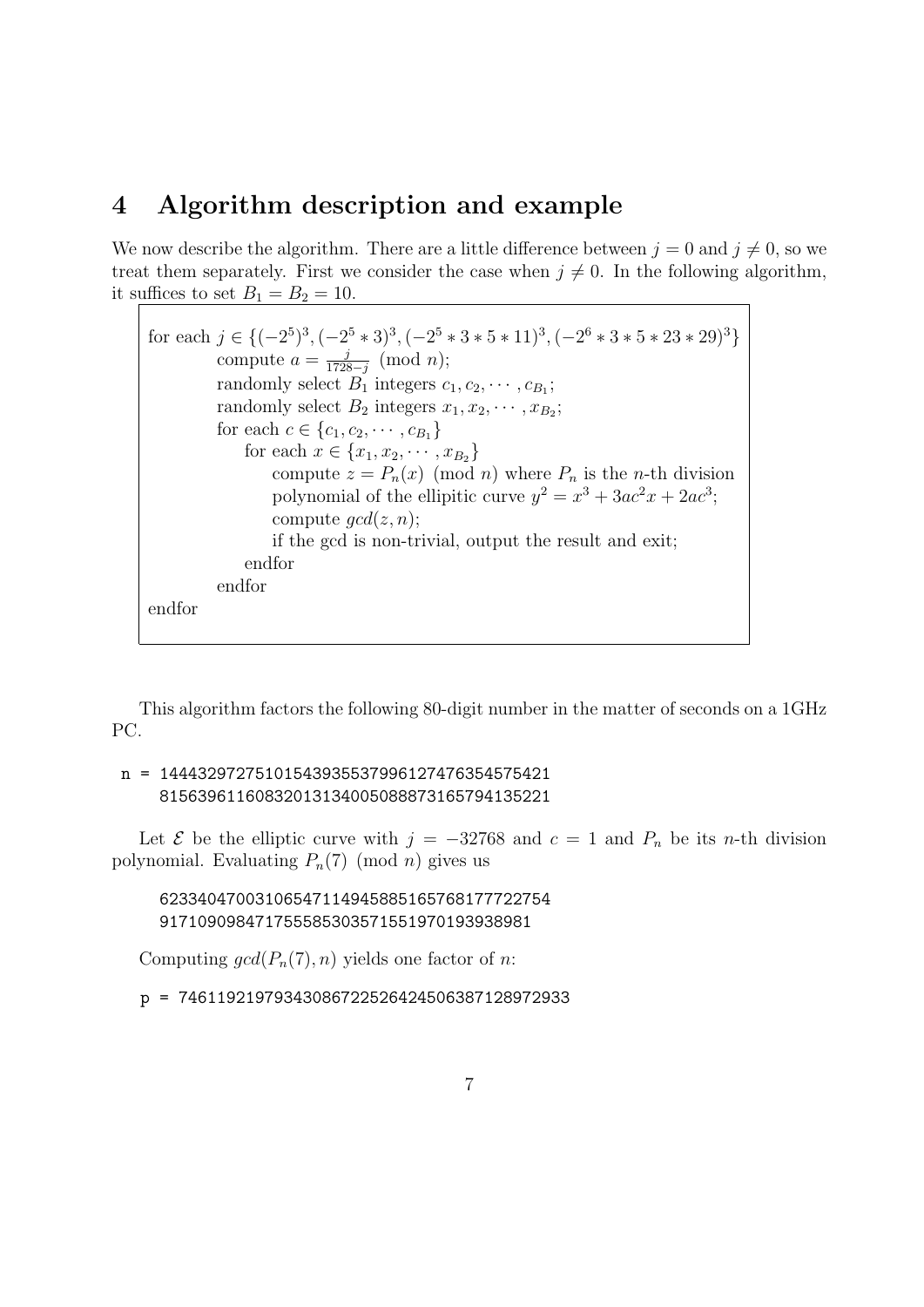## 4 Algorithm description and example

We now describe the algorithm. There are a little difference between $j = 0$ and $j \neq 0$, so we treat them separately. First we consider the case when $j \neq 0$. In the following algorithm, it suffices to set $B_1 = B_2 = 10$.

```
for each j ∈ {(−2^5)^3, (−2^5 ∗ 3)^3, (−2^5 ∗ 3 ∗ 5 ∗ 11)^3, (−2^6 ∗ 3 ∗ 5 ∗ 23 ∗ 29)^3}
        compute a = j/(1728−j) (mod n);
        randomly select B_1 integers c_1, c_2, ··· , c_{B_1};
        randomly select B_2 integers x_1, x_2, ··· , x_{B_2};
        for each c ∈ {c_1, c_2, ··· , c_{B_1}}
            for each x ∈ {x_1, x_2, ··· , x_{B_2}}
                compute z = P_n(x) (mod n) where P_n is the n-th division
                polynomial of the ellipitic curve y^2 = x^3 + 3ac^2x + 2ac^3;
                compute gcd(z, n);
                if the gcd is non-trivial, output the result and exit;
            endfor
        endfor
endfor
```

This algorithm factors the following 80-digit number in the matter of seconds on a 1GHz PC.

```
n = 1444329727510154393553799612747635457542l
    81563961160832013134005088873165794135221
```

Let $\mathcal{E}$ be the elliptic curve with $j = -32768$ and $c = 1$ and $P_n$ be its $n$-th division polynomial. Evaluating $P_n(7) \pmod{n}$ gives us

```
62334047003106547114945885165768177722754
91710909847175558530357155197019393898l
```

Computing $gcd(P_n(7), n)$ yields one factor of $n$:

```
p = 746119219793430867225264245063871289729 33
```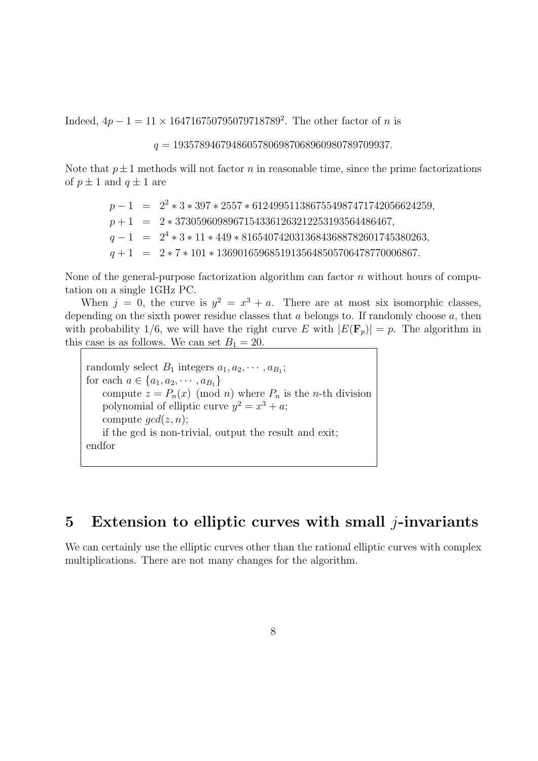Indeed, $4p - 1 = 11 \times 164716750795079718789^2$. The other factor of $n$ is

$$q = 19357894679486057806987068960980789709937.$$

Note that $p \pm 1$ methods will not factor $n$ in reasonable time, since the prime factorizations of $p \pm 1$ and $q \pm 1$ are

$$\begin{aligned}
p - 1 &= 2^2 * 3 * 397 * 2557 * 6124995113867554987471742056624259, \\
p + 1 &= 2 * 373059609896715433612632122531935644864 67, \\
q - 1 &= 2^4 * 3 * 11 * 449 * 8165407420313684368878260174538026 3, \\
q + 1 &= 2 * 7 * 101 * 13690165968519135648505706478770006867.
\end{aligned}$$

None of the general-purpose factorization algorithm can factor $n$ without hours of computation on a single 1GHz PC.

When $j = 0$, the curve is $y^2 = x^3 + a$. There are at most six isomorphic classes, depending on the sixth power residue classes that $a$ belongs to. If randomly choose $a$, then with probability $1/6$, we will have the right curve $E$ with $|E(\mathbf{F}_p)| = p$. The algorithm in this case is as follows. We can set $B_1 = 20$.

```
randomly select B_1 integers a_1, a_2, ..., a_{B_1};
for each a ∈ {a_1, a_2, ..., a_{B_1}}
    compute z = P_n(x) (mod n) where P_n is the n-th division
    polynomial of elliptic curve y^2 = x^3 + a;
    compute gcd(z, n);
    if the gcd is non-trivial, output the result and exit;
endfor
```

## 5 Extension to elliptic curves with small $j$-invariants

We can certainly use the elliptic curves other than the rational elliptic curves with complex multiplications. There are not many changes for the algorithm.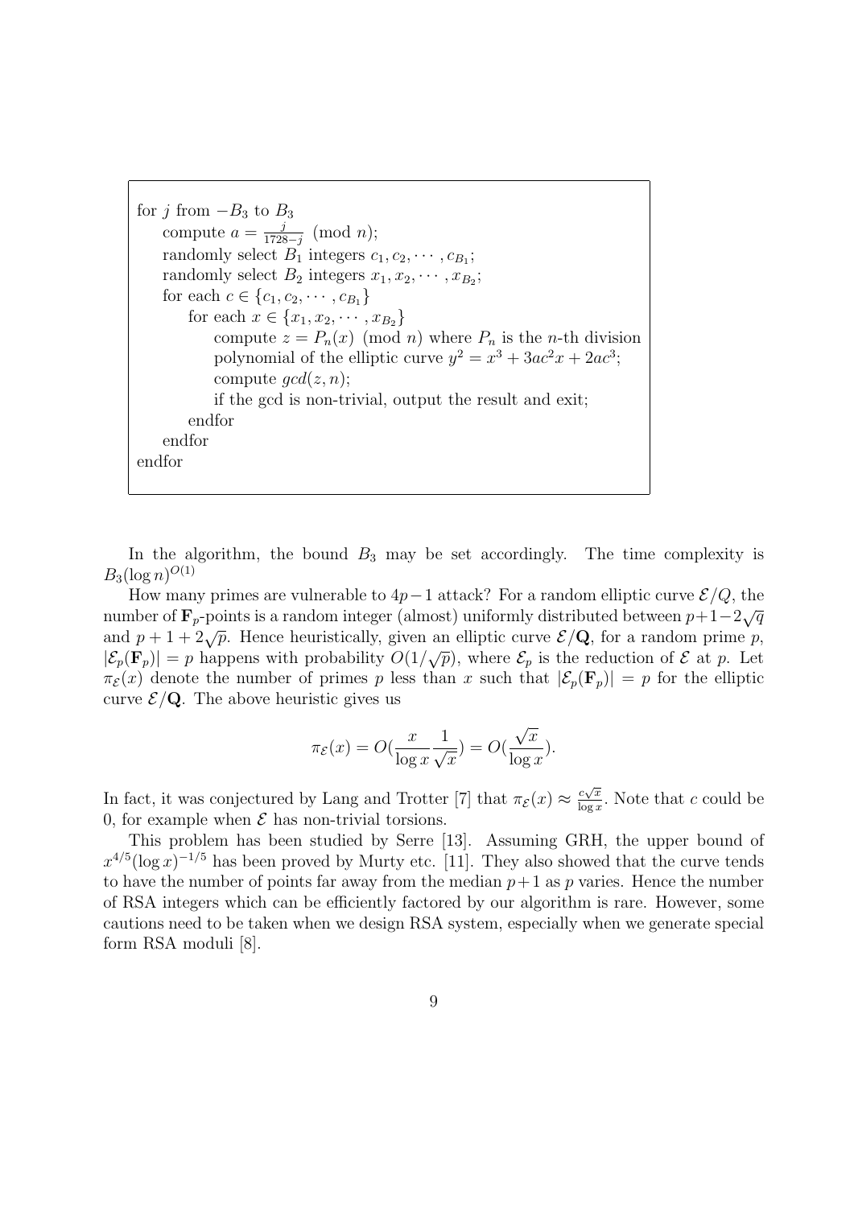```
for j from -B_3 to B_3
    compute a = j/(1728-j) (mod n);
    randomly select B_1 integers c_1, c_2, ..., c_{B_1};
    randomly select B_2 integers x_1, x_2, ..., x_{B_2};
    for each c ∈ {c_1, c_2, ..., c_{B_1}}
        for each x ∈ {x_1, x_2, ..., x_{B_2}}
            compute z = P_n(x) (mod n) where P_n is the n-th division
            polynomial of the elliptic curve y^2 = x^3 + 3ac^2 x + 2ac^3;
            compute gcd(z, n);
            if the gcd is non-trivial, output the result and exit;
        endfor
    endfor
endfor
```

In the algorithm, the bound $B_3$ may be set accordingly. The time complexity is $B_3(\log n)^{O(1)}$

How many primes are vulnerable to $4p-1$ attack? For a random elliptic curve $\mathcal{E}/Q$, the number of $\mathbf{F}_p$-points is a random integer (almost) uniformly distributed between $p+1-2\sqrt{q}$ and $p+1+2\sqrt{p}$. Hence heuristically, given an elliptic curve $\mathcal{E}/\mathbf{Q}$, for a random prime $p$, $|\mathcal{E}_p(\mathbf{F}_p)| = p$ happens with probability $O(1/\sqrt{p})$, where $\mathcal{E}_p$ is the reduction of $\mathcal{E}$ at $p$. Let $\pi_{\mathcal{E}}(x)$ denote the number of primes $p$ less than $x$ such that $|\mathcal{E}_p(\mathbf{F}_p)| = p$ for the elliptic curve $\mathcal{E}/\mathbf{Q}$. The above heuristic gives us

$$\pi_{\mathcal{E}}(x) = O(\frac{x}{\log x}\frac{1}{\sqrt{x}}) = O(\frac{\sqrt{x}}{\log x}).$$

In fact, it was conjectured by Lang and Trotter [7] that $\pi_{\mathcal{E}}(x) \approx \frac{c\sqrt{x}}{\log x}$. Note that $c$ could be 0, for example when $\mathcal{E}$ has non-trivial torsions.

This problem has been studied by Serre [13]. Assuming GRH, the upper bound of $x^{4/5}(\log x)^{-1/5}$ has been proved by Murty etc. [11]. They also showed that the curve tends to have the number of points far away from the median $p+1$ as $p$ varies. Hence the number of RSA integers which can be efficiently factored by our algorithm is rare. However, some cautions need to be taken when we design RSA system, especially when we generate special form RSA moduli [8].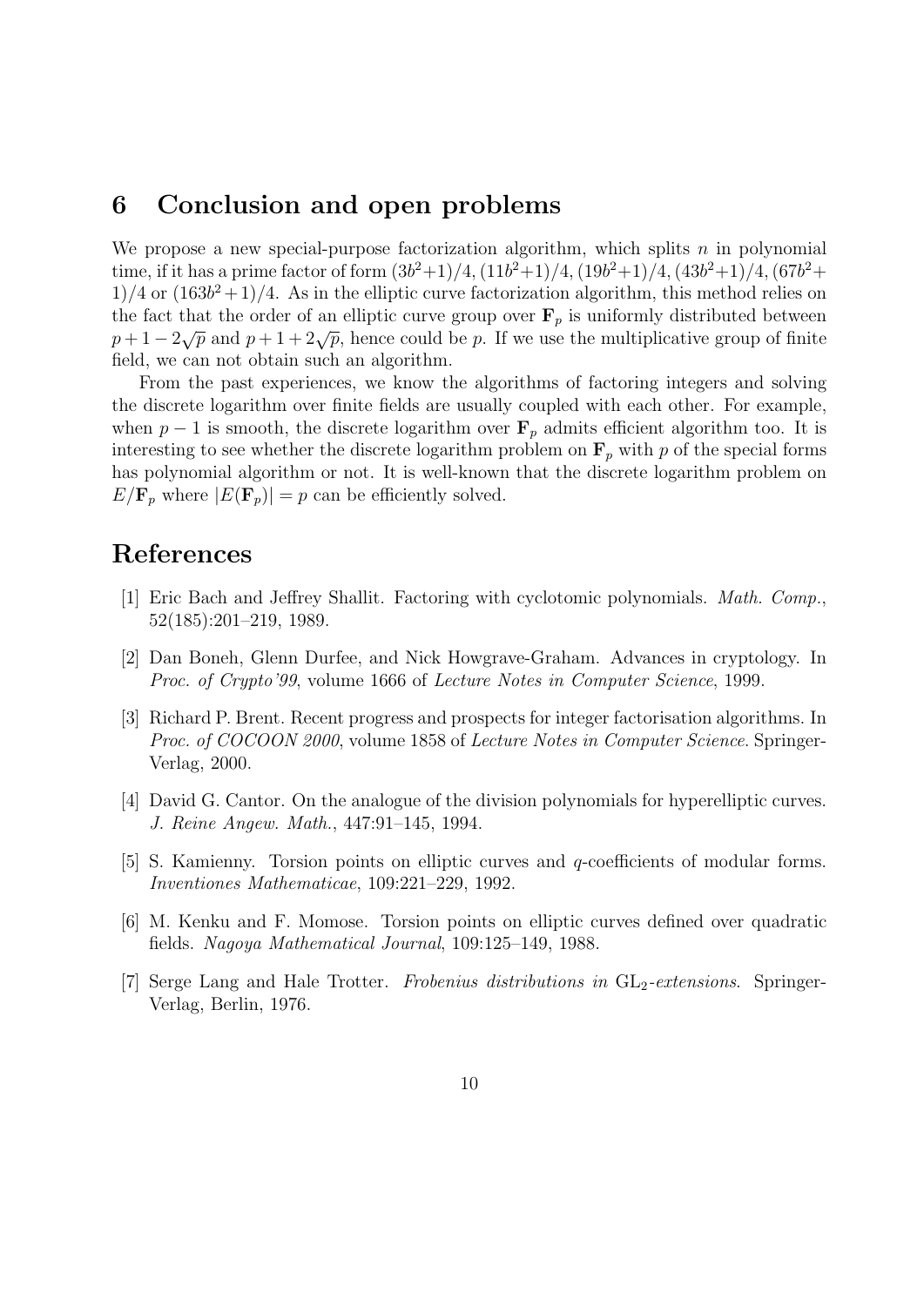## 6 Conclusion and open problems

We propose a new special-purpose factorization algorithm, which splits $n$ in polynomial time, if it has a prime factor of form $(3b^2+1)/4$, $(11b^2+1)/4$, $(19b^2+1)/4$, $(43b^2+1)/4$, $(67b^2+1)/4$ or $(163b^2+1)/4$. As in the elliptic curve factorization algorithm, this method relies on the fact that the order of an elliptic curve group over $\mathbf{F}_p$ is uniformly distributed between $p+1-2\sqrt{p}$ and $p+1+2\sqrt{p}$, hence could be $p$. If we use the multiplicative group of finite field, we can not obtain such an algorithm.

From the past experiences, we know the algorithms of factoring integers and solving the discrete logarithm over finite fields are usually coupled with each other. For example, when $p-1$ is smooth, the discrete logarithm over $\mathbf{F}_p$ admits efficient algorithm too. It is interesting to see whether the discrete logarithm problem on $\mathbf{F}_p$ with $p$ of the special forms has polynomial algorithm or not. It is well-known that the discrete logarithm problem on $E/\mathbf{F}_p$ where $|E(\mathbf{F}_p)| = p$ can be efficiently solved.

## References

[1] Eric Bach and Jeffrey Shallit. Factoring with cyclotomic polynomials. *Math. Comp.*, 52(185):201–219, 1989.

[2] Dan Boneh, Glenn Durfee, and Nick Howgrave-Graham. Advances in cryptology. In *Proc. of Crypto'99*, volume 1666 of *Lecture Notes in Computer Science*, 1999.

[3] Richard P. Brent. Recent progress and prospects for integer factorisation algorithms. In *Proc. of COCOON 2000*, volume 1858 of *Lecture Notes in Computer Science*. Springer-Verlag, 2000.

[4] David G. Cantor. On the analogue of the division polynomials for hyperelliptic curves. *J. Reine Angew. Math.*, 447:91–145, 1994.

[5] S. Kamienny. Torsion points on elliptic curves and $q$-coefficients of modular forms. *Inventiones Mathematicae*, 109:221–229, 1992.

[6] M. Kenku and F. Momose. Torsion points on elliptic curves defined over quadratic fields. *Nagoya Mathematical Journal*, 109:125–149, 1988.

[7] Serge Lang and Hale Trotter. *Frobenius distributions in* $\mathrm{GL}_2$*-extensions*. Springer-Verlag, Berlin, 1976.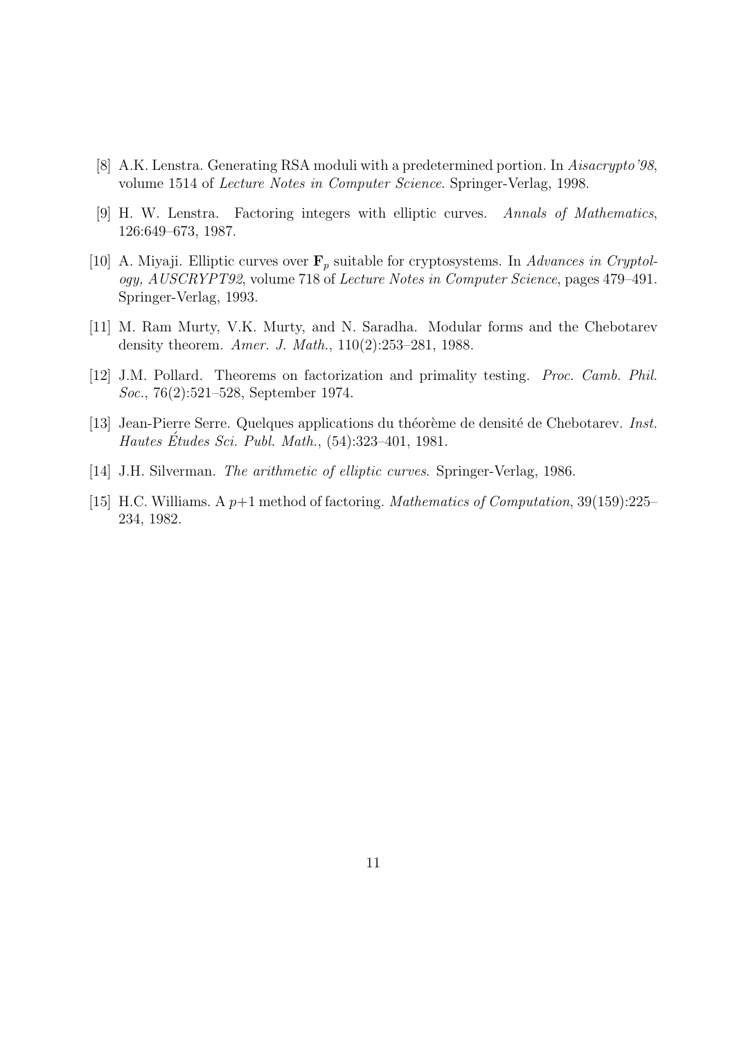[8] A.K. Lenstra. Generating RSA moduli with a predetermined portion. In *Aisacrypto'98*, volume 1514 of *Lecture Notes in Computer Science*. Springer-Verlag, 1998.

[9] H. W. Lenstra. Factoring integers with elliptic curves. *Annals of Mathematics*, 126:649–673, 1987.

[10] A. Miyaji. Elliptic curves over $\mathbf{F}_p$ suitable for cryptosystems. In *Advances in Cryptology, AUSCRYPT92*, volume 718 of *Lecture Notes in Computer Science*, pages 479–491. Springer-Verlag, 1993.

[11] M. Ram Murty, V.K. Murty, and N. Saradha. Modular forms and the Chebotarev density theorem. *Amer. J. Math.*, 110(2):253–281, 1988.

[12] J.M. Pollard. Theorems on factorization and primality testing. *Proc. Camb. Phil. Soc.*, 76(2):521–528, September 1974.

[13] Jean-Pierre Serre. Quelques applications du théorème de densité de Chebotarev. *Inst. Hautes Études Sci. Publ. Math.*, (54):323–401, 1981.

[14] J.H. Silverman. *The arithmetic of elliptic curves*. Springer-Verlag, 1986.

[15] H.C. Williams. A $p+1$ method of factoring. *Mathematics of Computation*, 39(159):225–234, 1982.